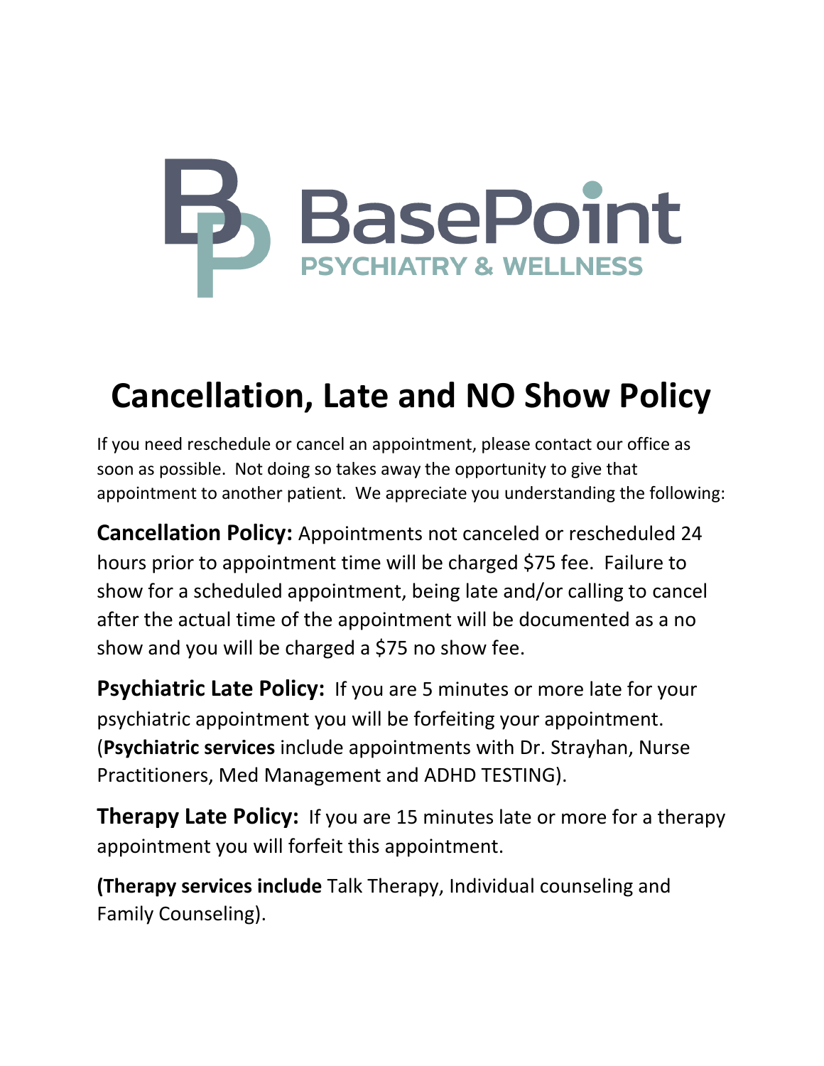BasePoint
PSYCHIATRY & WELLNESS

# Cancellation, Late and NO Show Policy

If you need reschedule or cancel an appointment, please contact our office as soon as possible. Not doing so takes away the opportunity to give that appointment to another patient. We appreciate you understanding the following:

**Cancellation Policy:** Appointments not canceled or rescheduled 24 hours prior to appointment time will be charged $75 fee. Failure to show for a scheduled appointment, being late and/or calling to cancel after the actual time of the appointment will be documented as a no show and you will be charged a $75 no show fee.

**Psychiatric Late Policy:** If you are 5 minutes or more late for your psychiatric appointment you will be forfeiting your appointment. (**Psychiatric services** include appointments with Dr. Strayhan, Nurse Practitioners, Med Management and ADHD TESTING).

**Therapy Late Policy:** If you are 15 minutes late or more for a therapy appointment you will forfeit this appointment.

**(Therapy services include** Talk Therapy, Individual counseling and Family Counseling).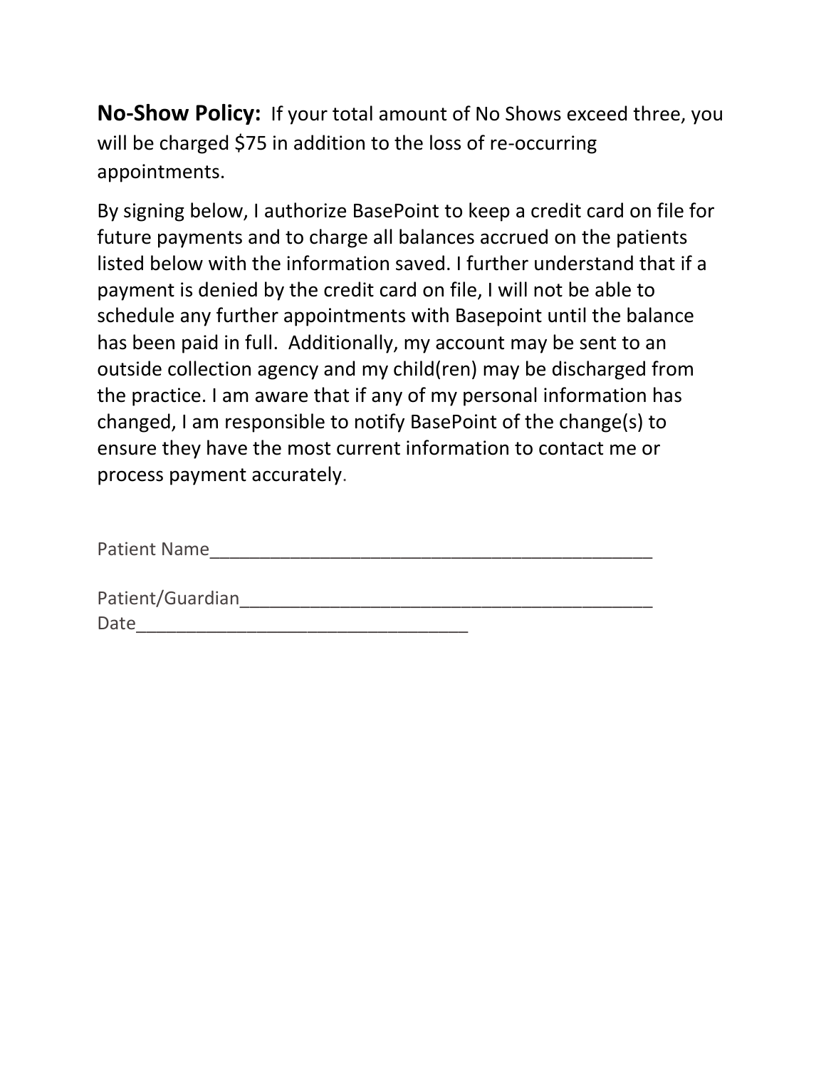**No-Show Policy:** If your total amount of No Shows exceed three, you will be charged $75 in addition to the loss of re-occurring appointments.

By signing below, I authorize BasePoint to keep a credit card on file for future payments and to charge all balances accrued on the patients listed below with the information saved. I further understand that if a payment is denied by the credit card on file, I will not be able to schedule any further appointments with Basepoint until the balance has been paid in full. Additionally, my account may be sent to an outside collection agency and my child(ren) may be discharged from the practice. I am aware that if any of my personal information has changed, I am responsible to notify BasePoint of the change(s) to ensure they have the most current information to contact me or process payment accurately.

Patient Name_____________________________________________

Patient/Guardian__________________________________________

Date__________________________________